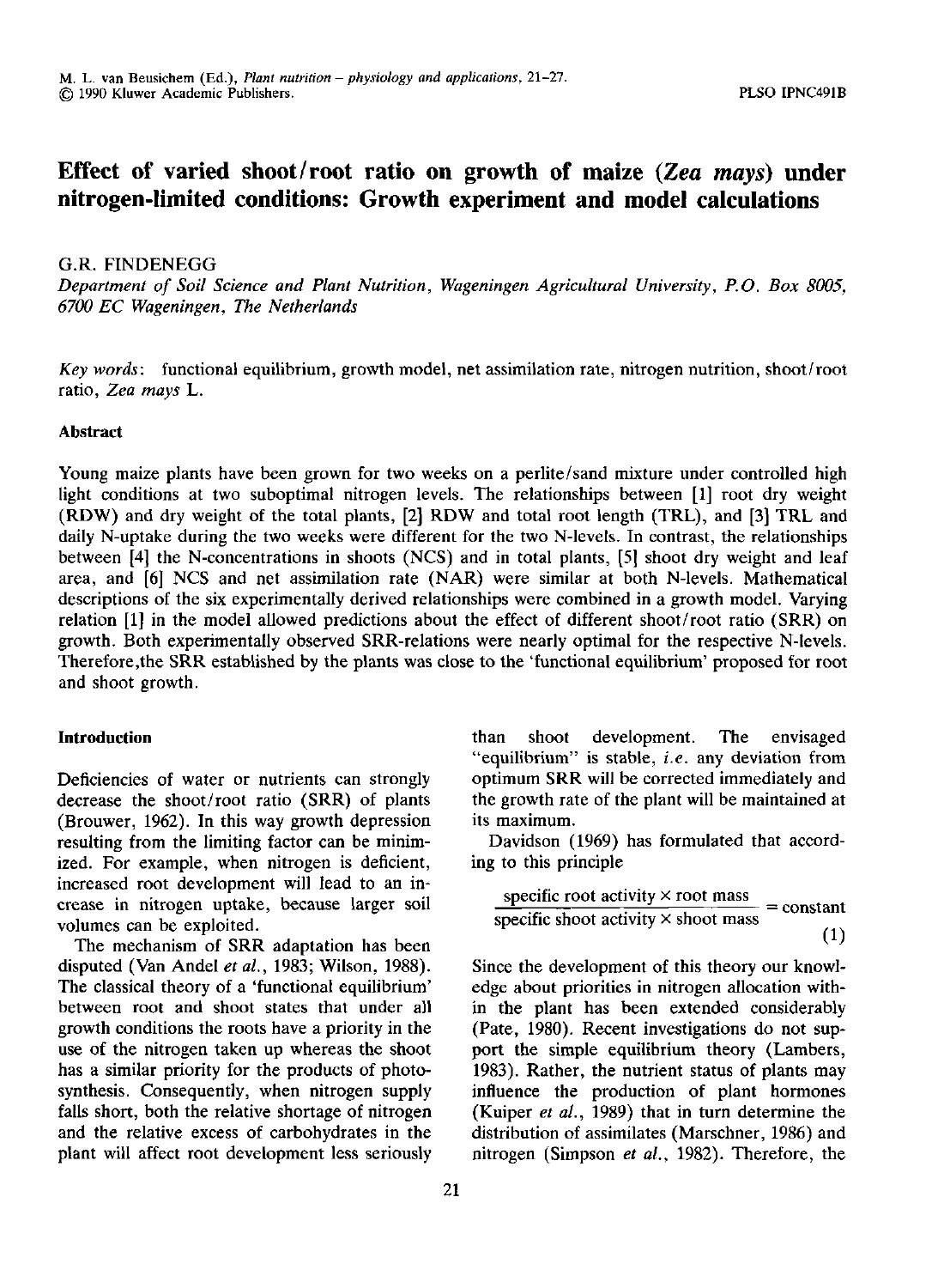# Effect of varied shoot/root ratio on growth of maize (*Zea mays*) under nitrogen-limited conditions: Growth experiment and model calculations

G.R. FINDENEGG

*Department of Soil Science and Plant Nutrition, Wageningen Agricultural University, P.O. Box 8005, 6700 EC Wageningen, The Netherlands*

*Key words*: functional equilibrium, growth model, net assimilation rate, nitrogen nutrition, shoot/root ratio, *Zea mays* L.

## Abstract

Young maize plants have been grown for two weeks on a perlite/sand mixture under controlled high light conditions at two suboptimal nitrogen levels. The relationships between [1] root dry weight (RDW) and dry weight of the total plants, [2] RDW and total root length (TRL), and [3] TRL and daily N-uptake during the two weeks were different for the two N-levels. In contrast, the relationships between [4] the N-concentrations in shoots (NCS) and in total plants, [5] shoot dry weight and leaf area, and [6] NCS and net assimilation rate (NAR) were similar at both N-levels. Mathematical descriptions of the six experimentally derived relationships were combined in a growth model. Varying relation [1] in the model allowed predictions about the effect of different shoot/root ratio (SRR) on growth. Both experimentally observed SRR-relations were nearly optimal for the respective N-levels. Therefore,the SRR established by the plants was close to the 'functional equilibrium' proposed for root and shoot growth.

## Introduction

Deficiencies of water or nutrients can strongly decrease the shoot/root ratio (SRR) of plants (Brouwer, 1962). In this way growth depression resulting from the limiting factor can be minimized. For example, when nitrogen is deficient, increased root development will lead to an increase in nitrogen uptake, because larger soil volumes can be exploited.

The mechanism of SRR adaptation has been disputed (Van Andel *et al.*, 1983; Wilson, 1988). The classical theory of a 'functional equilibrium' between root and shoot states that under all growth conditions the roots have a priority in the use of the nitrogen taken up whereas the shoot has a similar priority for the products of photosynthesis. Consequently, when nitrogen supply falls short, both the relative shortage of nitrogen and the relative excess of carbohydrates in the plant will affect root development less seriously than shoot development. The envisaged "equilibrium" is stable, *i.e.* any deviation from optimum SRR will be corrected immediately and the growth rate of the plant will be maintained at its maximum.

Davidson (1969) has formulated that according to this principle

$$\frac{\text{specific root activity} \times \text{root mass}}{\text{specific shoot activity} \times \text{shoot mass}} = \text{constant} \qquad (1)$$

Since the development of this theory our knowledge about priorities in nitrogen allocation within the plant has been extended considerably (Pate, 1980). Recent investigations do not support the simple equilibrium theory (Lambers, 1983). Rather, the nutrient status of plants may influence the production of plant hormones (Kuiper *et al.*, 1989) that in turn determine the distribution of assimilates (Marschner, 1986) and nitrogen (Simpson *et al.*, 1982). Therefore, the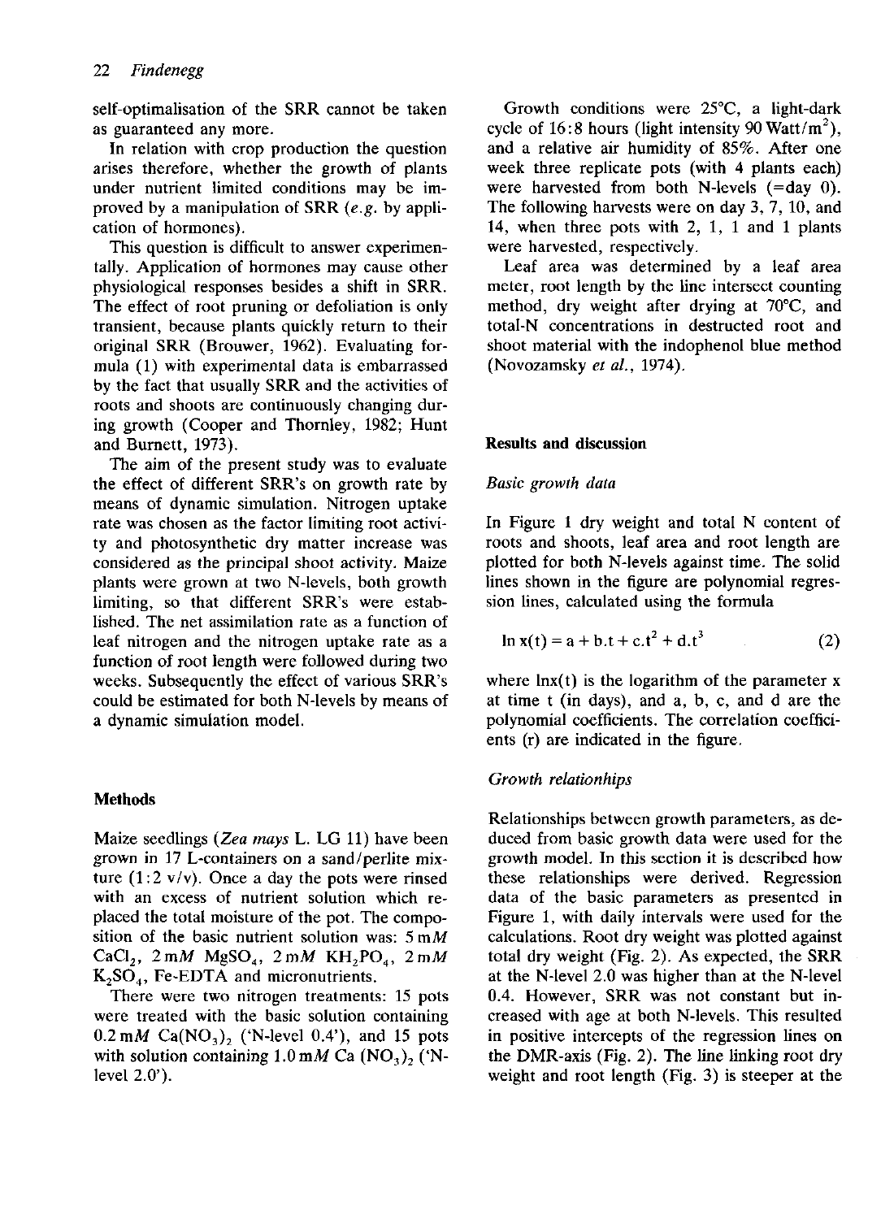self-optimalisation of the SRR cannot be taken as guaranteed any more.

In relation with crop production the question arises therefore, whether the growth of plants under nutrient limited conditions may be improved by a manipulation of SRR (*e.g.* by application of hormones).

This question is difficult to answer experimentally. Application of hormones may cause other physiological responses besides a shift in SRR. The effect of root pruning or defoliation is only transient, because plants quickly return to their original SRR (Brouwer, 1962). Evaluating formula (1) with experimental data is embarrassed by the fact that usually SRR and the activities of roots and shoots are continuously changing during growth (Cooper and Thornley, 1982; Hunt and Burnett, 1973).

The aim of the present study was to evaluate the effect of different SRR's on growth rate by means of dynamic simulation. Nitrogen uptake rate was chosen as the factor limiting root activity and photosynthetic dry matter increase was considered as the principal shoot activity. Maize plants were grown at two N-levels, both growth limiting, so that different SRR's were established. The net assimilation rate as a function of leaf nitrogen and the nitrogen uptake rate as a function of root length were followed during two weeks. Subsequently the effect of various SRR's could be estimated for both N-levels by means of a dynamic simulation model.

## Methods

Maize seedlings (*Zea mays* L. LG 11) have been grown in 17 L-containers on a sand/perlite mixture (1:2 v/v). Once a day the pots were rinsed with an excess of nutrient solution which replaced the total moisture of the pot. The composition of the basic nutrient solution was: 5 m*M* $CaCl_2$, 2 m*M* $MgSO_4$, 2 m*M* $KH_2PO_4$, 2 m*M* $K_2SO_4$, Fe-EDTA and micronutrients.

There were two nitrogen treatments: 15 pots were treated with the basic solution containing 0.2 m*M* $Ca(NO_3)_2$ ('N-level 0.4'), and 15 pots with solution containing 1.0 m*M* $Ca(NO_3)_2$ ('N-level 2.0').

Growth conditions were 25°C, a light-dark cycle of 16:8 hours (light intensity 90 Watt/$m^2$), and a relative air humidity of 85%. After one week three replicate pots (with 4 plants each) were harvested from both N-levels (=day 0). The following harvests were on day 3, 7, 10, and 14, when three pots with 2, 1, 1 and 1 plants were harvested, respectively.

Leaf area was determined by a leaf area meter, root length by the line intersect counting method, dry weight after drying at 70°C, and total-N concentrations in destructed root and shoot material with the indophenol blue method (Novozamsky *et al.*, 1974).

## Results and discussion

### *Basic growth data*

In Figure 1 dry weight and total N content of roots and shoots, leaf area and root length are plotted for both N-levels against time. The solid lines shown in the figure are polynomial regression lines, calculated using the formula

$$\ln x(t) = a + b.t + c.t^2 + d.t^3 \qquad (2)$$

where $\ln x(t)$ is the logarithm of the parameter x at time t (in days), and a, b, c, and d are the polynomial coefficients. The correlation coefficients (r) are indicated in the figure.

### *Growth relationships*

Relationships between growth parameters, as deduced from basic growth data were used for the growth model. In this section it is described how these relationships were derived. Regression data of the basic parameters as presented in Figure 1, with daily intervals were used for the calculations. Root dry weight was plotted against total dry weight (Fig. 2). As expected, the SRR at the N-level 2.0 was higher than at the N-level 0.4. However, SRR was not constant but increased with age at both N-levels. This resulted in positive intercepts of the regression lines on the DMR-axis (Fig. 2). The line linking root dry weight and root length (Fig. 3) is steeper at the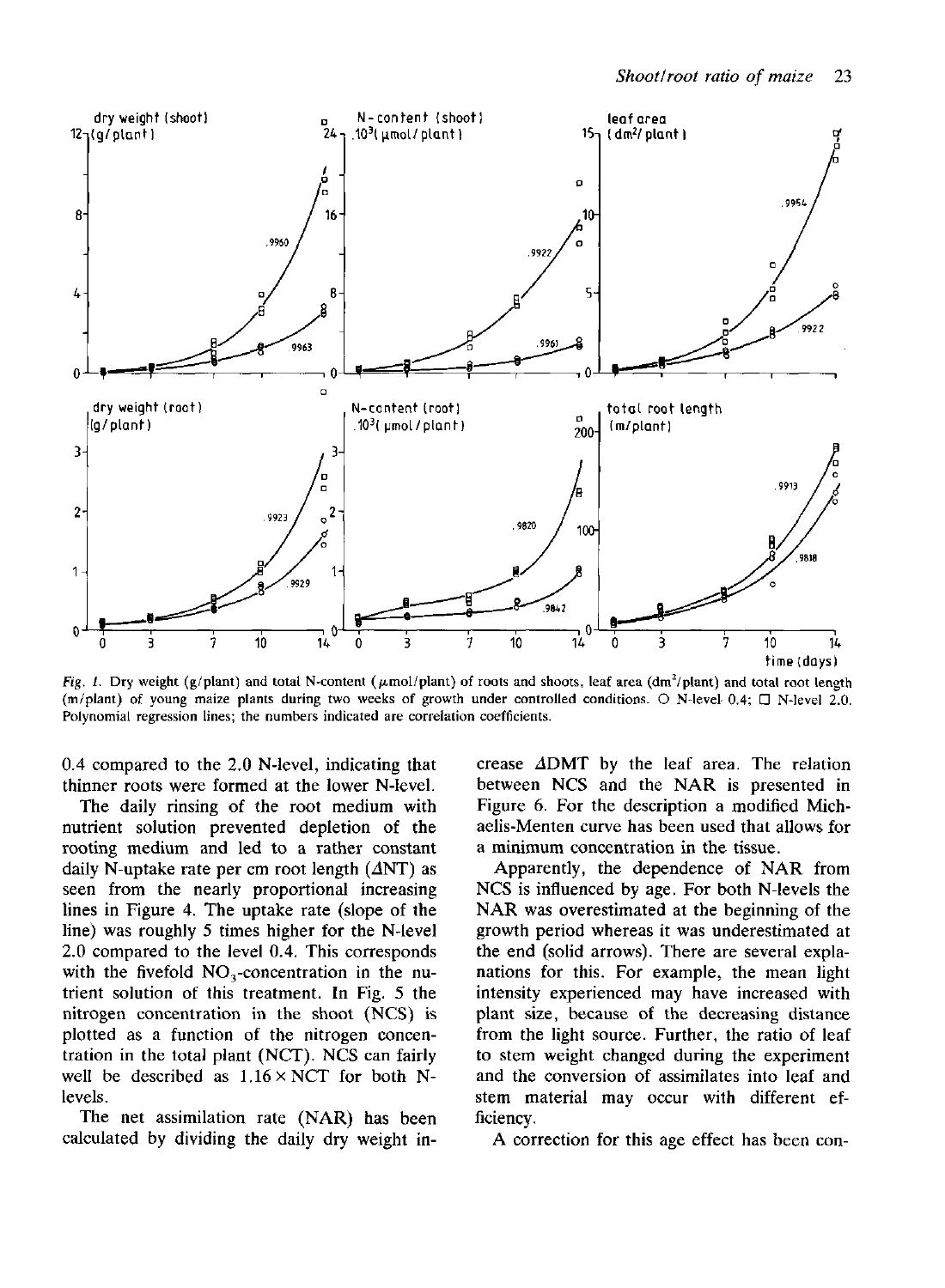*Fig. 1.* Dry weight (g/plant) and total N-content (μmol/plant) of roots and shoots, leaf area (dm$^2$/plant) and total root length (m/plant) of young maize plants during two weeks of growth under controlled conditions. ○ N-level 0.4; □ N-level 2.0. Polynomial regression lines; the numbers indicated are correlation coefficients.

0.4 compared to the 2.0 N-level, indicating that thinner roots were formed at the lower N-level.

The daily rinsing of the root medium with nutrient solution prevented depletion of the rooting medium and led to a rather constant daily N-uptake rate per cm root length ($\Delta$NT) as seen from the nearly proportional increasing lines in Figure 4. The uptake rate (slope of the line) was roughly 5 times higher for the N-level 2.0 compared to the level 0.4. This corresponds with the fivefold $NO_3$-concentration in the nutrient solution of this treatment. In Fig. 5 the nitrogen concentration in the shoot (NCS) is plotted as a function of the nitrogen concentration in the total plant (NCT). NCS can fairly well be described as $1.16 \times$ NCT for both N-levels.

The net assimilation rate (NAR) has been calculated by dividing the daily dry weight increase $\Delta$DMT by the leaf area. The relation between NCS and the NAR is presented in Figure 6. For the description a modified Michaelis-Menten curve has been used that allows for a minimum concentration in the tissue.

Apparently, the dependence of NAR from NCS is influenced by age. For both N-levels the NAR was overestimated at the beginning of the growth period whereas it was underestimated at the end (solid arrows). There are several explanations for this. For example, the mean light intensity experienced may have increased with plant size, because of the decreasing distance from the light source. Further, the ratio of leaf to stem weight changed during the experiment and the conversion of assimilates into leaf and stem material may occur with different efficiency.

A correction for this age effect has been con-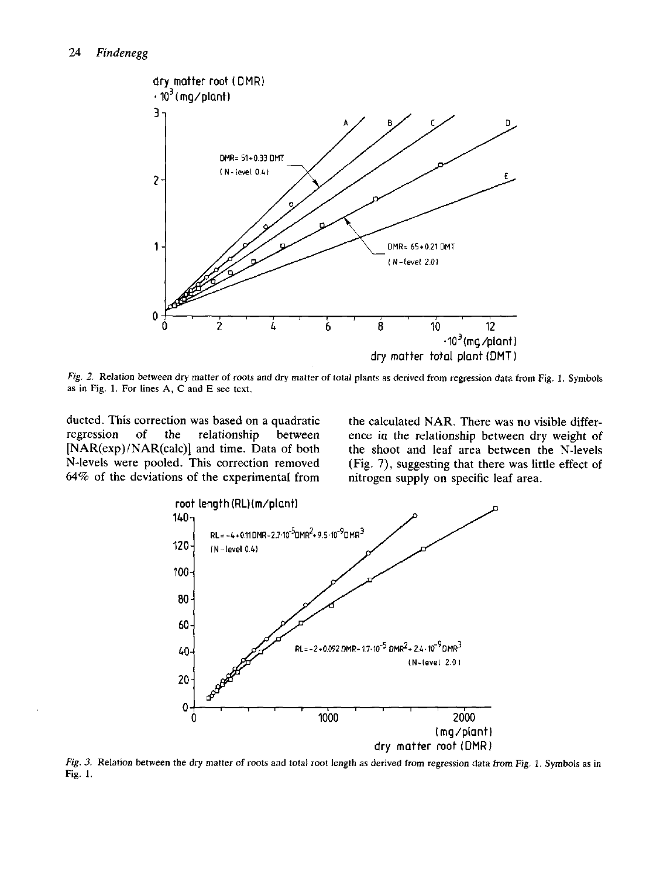*Fig. 2.* Relation between dry matter of roots and dry matter of total plants as derived from regression data from Fig. 1. Symbols as in Fig. 1. For lines A, C and E see text.

ducted. This correction was based on a quadratic regression of the relationship between [NAR(exp)/NAR(calc)] and time. Data of both N-levels were pooled. This correction removed 64% of the deviations of the experimental from the calculated NAR. There was no visible difference in the relationship between dry weight of the shoot and leaf area between the N-levels (Fig. 7), suggesting that there was little effect of nitrogen supply on specific leaf area.

*Fig. 3.* Relation between the dry matter of roots and total root length as derived from regression data from Fig. 1. Symbols as in Fig. 1.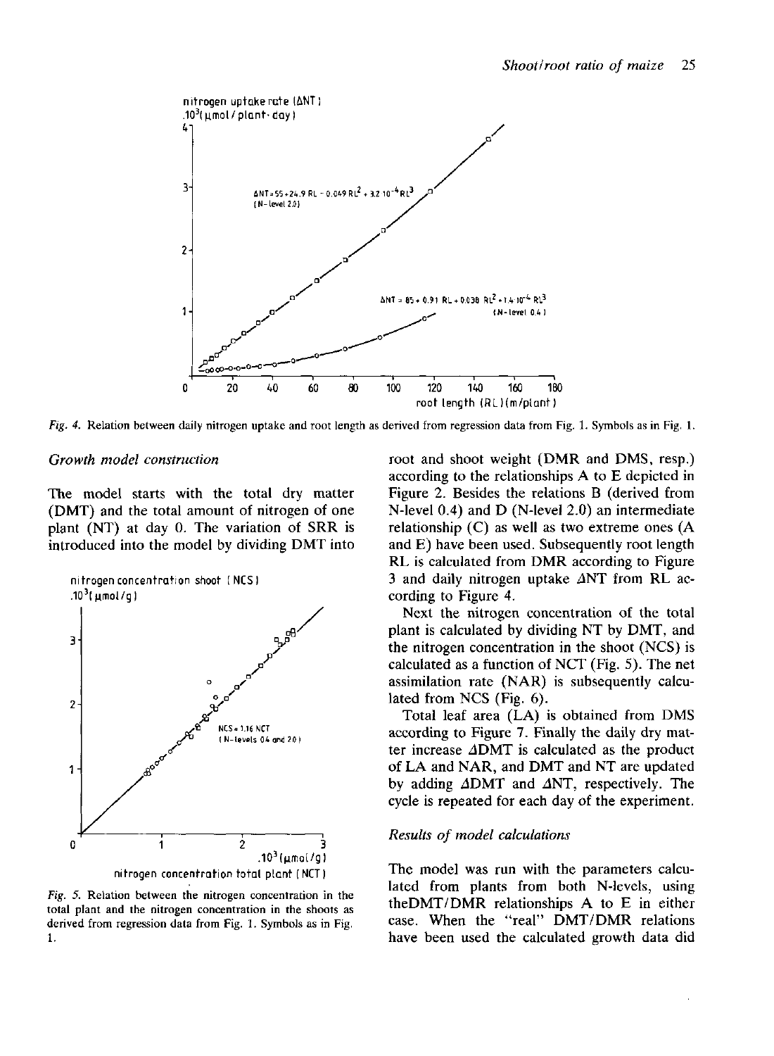Fig. 4. Relation between daily nitrogen uptake and root length as derived from regression data from Fig. 1. Symbols as in Fig. 1.

### *Growth model construction*

The model starts with the total dry matter (DMT) and the total amount of nitrogen of one plant (NT) at day 0. The variation of SRR is introduced into the model by dividing DMT into root and shoot weight (DMR and DMS, resp.) according to the relationships A to E depicted in Figure 2. Besides the relations B (derived from N-level 0.4) and D (N-level 2.0) an intermediate relationship (C) as well as two extreme ones (A and E) have been used. Subsequently root length RL is calculated from DMR according to Figure 3 and daily nitrogen uptake $\Delta NT$ from RL according to Figure 4.

Next the nitrogen concentration of the total plant is calculated by dividing NT by DMT, and the nitrogen concentration in the shoot (NCS) is calculated as a function of NCT (Fig. 5). The net assimilation rate (NAR) is subsequently calculated from NCS (Fig. 6).

Total leaf area (LA) is obtained from DMS according to Figure 7. Finally the daily dry matter increase $\Delta DMT$ is calculated as the product of LA and NAR, and DMT and NT are updated by adding $\Delta DMT$ and $\Delta NT$, respectively. The cycle is repeated for each day of the experiment.

Fig. 5. Relation between the nitrogen concentration in the total plant and the nitrogen concentration in the shoots as derived from regression data from Fig. 1. Symbols as in Fig. 1.

### *Results of model calculations*

The model was run with the parameters calculated from plants from both N-levels, using theDMT/DMR relationships A to E in either case. When the "real" DMT/DMR relations have been used the calculated growth data did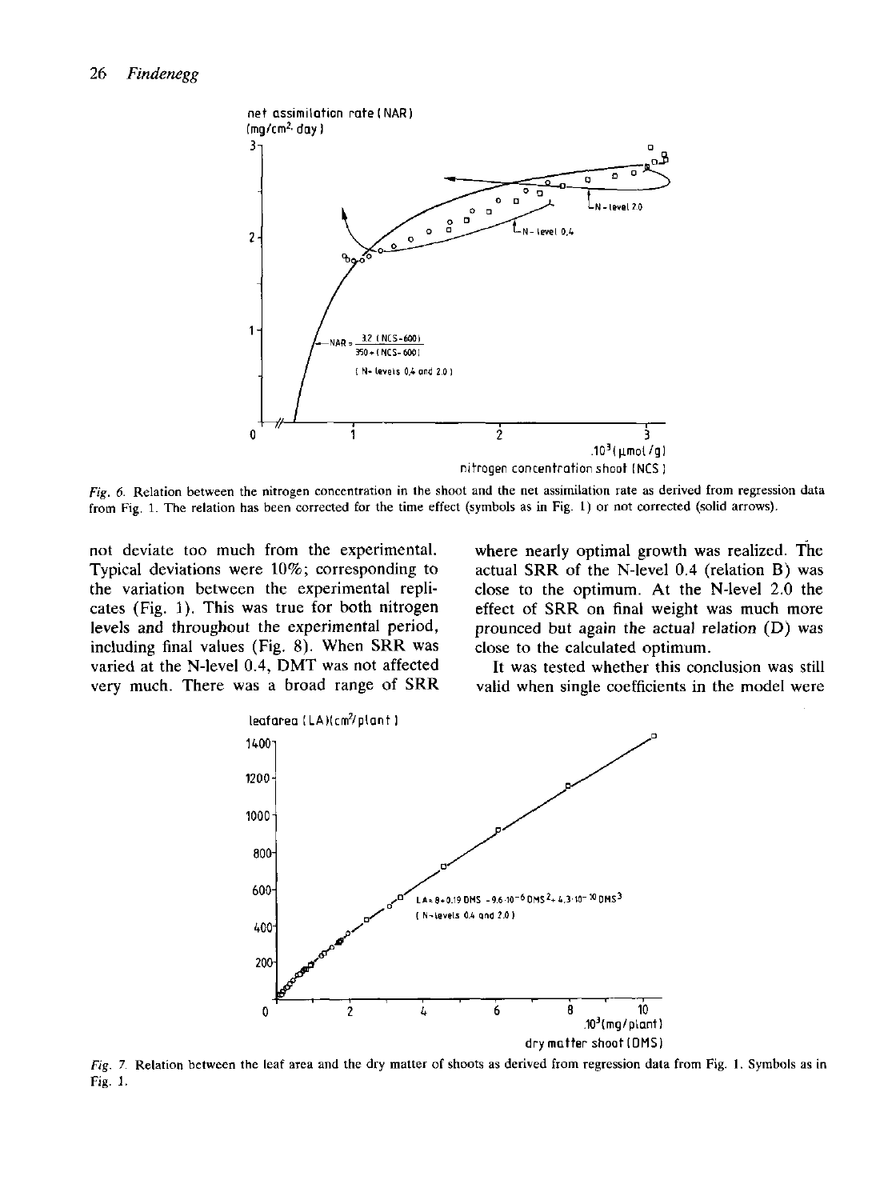Fig. 6. Relation between the nitrogen concentration in the shoot and the net assimilation rate as derived from regression data from Fig. 1. The relation has been corrected for the time effect (symbols as in Fig. 1) or not corrected (solid arrows).

not deviate too much from the experimental. Typical deviations were 10%; corresponding to the variation between the experimental replicates (Fig. 1). This was true for both nitrogen levels and throughout the experimental period, including final values (Fig. 8). When SRR was varied at the N-level 0.4, DMT was not affected very much. There was a broad range of SRR where nearly optimal growth was realized. The actual SRR of the N-level 0.4 (relation B) was close to the optimum. At the N-level 2.0 the effect of SRR on final weight was much more prounced but again the actual relation (D) was close to the calculated optimum.

It was tested whether this conclusion was still valid when single coefficients in the model were

Fig. 7. Relation between the leaf area and the dry matter of shoots as derived from regression data from Fig. 1. Symbols as in Fig. 1.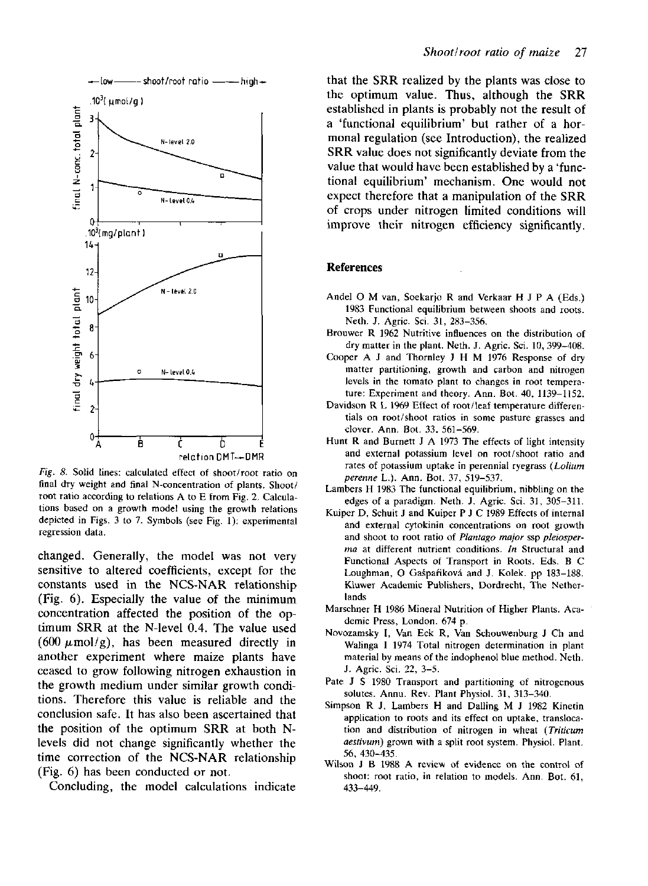←low —— shoot/root ratio —— high→

$.10^3$( μmol/g )

final N-conc. total plant

3

2

1

0

N-level 2.0

N-level 0.4

$.10^3$(mg/plant)

final dry weight total plant

14

12

10

8

6

4

2

0

N-level 2.0

N-level 0.4

A B C D E

relation DMT—DMR

*Fig. 8.* Solid lines: calculated effect of shoot/root ratio on final dry weight and final N-concentration of plants. Shoot/root ratio according to relations A to E from Fig. 2. Calculations based on a growth model using the growth relations depicted in Figs. 3 to 7. Symbols (see Fig. 1): experimental regression data.

changed. Generally, the model was not very sensitive to altered coefficients, except for the constants used in the NCS-NAR relationship (Fig. 6). Especially the value of the minimum concentration affected the position of the optimum SRR at the N-level 0.4. The value used (600 μmol/g), has been measured directly in another experiment where maize plants have ceased to grow following nitrogen exhaustion in the growth medium under similar growth conditions. Therefore this value is reliable and the conclusion safe. It has also been ascertained that the position of the optimum SRR at both N-levels did not change significantly whether the time correction of the NCS-NAR relationship (Fig. 6) has been conducted or not.

Concluding, the model calculations indicate that the SRR realized by the plants was close to the optimum value. Thus, although the SRR established in plants is probably not the result of a 'functional equilibrium' but rather of a hormonal regulation (see Introduction), the realized SRR value does not significantly deviate from the value that would have been established by a 'functional equilibrium' mechanism. One would not expect therefore that a manipulation of the SRR of crops under nitrogen limited conditions will improve their nitrogen efficiency significantly.

## References

Andel O M van, Soekarjo R and Verkaar H J P A (Eds.) 1983 Functional equilibrium between shoots and roots. Neth. J. Agric. Sci. 31, 283–356.

Brouwer R 1962 Nutritive influences on the distribution of dry matter in the plant. Neth. J. Agric. Sci. 10, 399–408.

Cooper A J and Thornley J H M 1976 Response of dry matter partitioning, growth and carbon and nitrogen levels in the tomato plant to changes in root temperature: Experiment and theory. Ann. Bot. 40, 1139–1152.

Davidson R L 1969 Effect of root/leaf temperature differentials on root/shoot ratios in some pasture grasses and clover. Ann. Bot. 33, 561–569.

Hunt R and Burnett J A 1973 The effects of light intensity and external potassium level on root/shoot ratio and rates of potassium uptake in perennial ryegrass (*Lolium perenne* L.). Ann. Bot. 37, 519–537.

Lambers H 1983 The functional equilibrium, nibbling on the edges of a paradigm. Neth. J. Agric. Sci. 31, 305–311.

Kuiper D, Schuit J and Kuiper P J C 1989 Effects of internal and external cytokinin concentrations on root growth and shoot to root ratio of *Plantago major* ssp *pleiosperma* at different nutrient conditions. *In* Structural and Functional Aspects of Transport in Roots. Eds. B C Loughman, O Gašpaříková and J. Kolek. pp 183–188. Kluwer Academic Publishers, Dordrecht, The Netherlands

Marschner H 1986 Mineral Nutrition of Higher Plants. Academic Press, London. 674 p.

Novozamsky I, Van Eck R, Van Schouwenburg J Ch and Walinga I 1974 Total nitrogen determination in plant material by means of the indophenol blue method. Neth. J. Agric. Sci. 22, 3–5.

Pate J S 1980 Transport and partitioning of nitrogenous solutes. Annu. Rev. Plant Physiol. 31, 313–340.

Simpson R J, Lambers H and Dalling M J 1982 Kinetin application to roots and its effect on uptake, translocation and distribution of nitrogen in wheat (*Triticum aestivum*) grown with a split root system. Physiol. Plant. 56, 430–435.

Wilson J B 1988 A review of evidence on the control of shoot: root ratio, in relation to models. Ann. Bot. 61, 433–449.